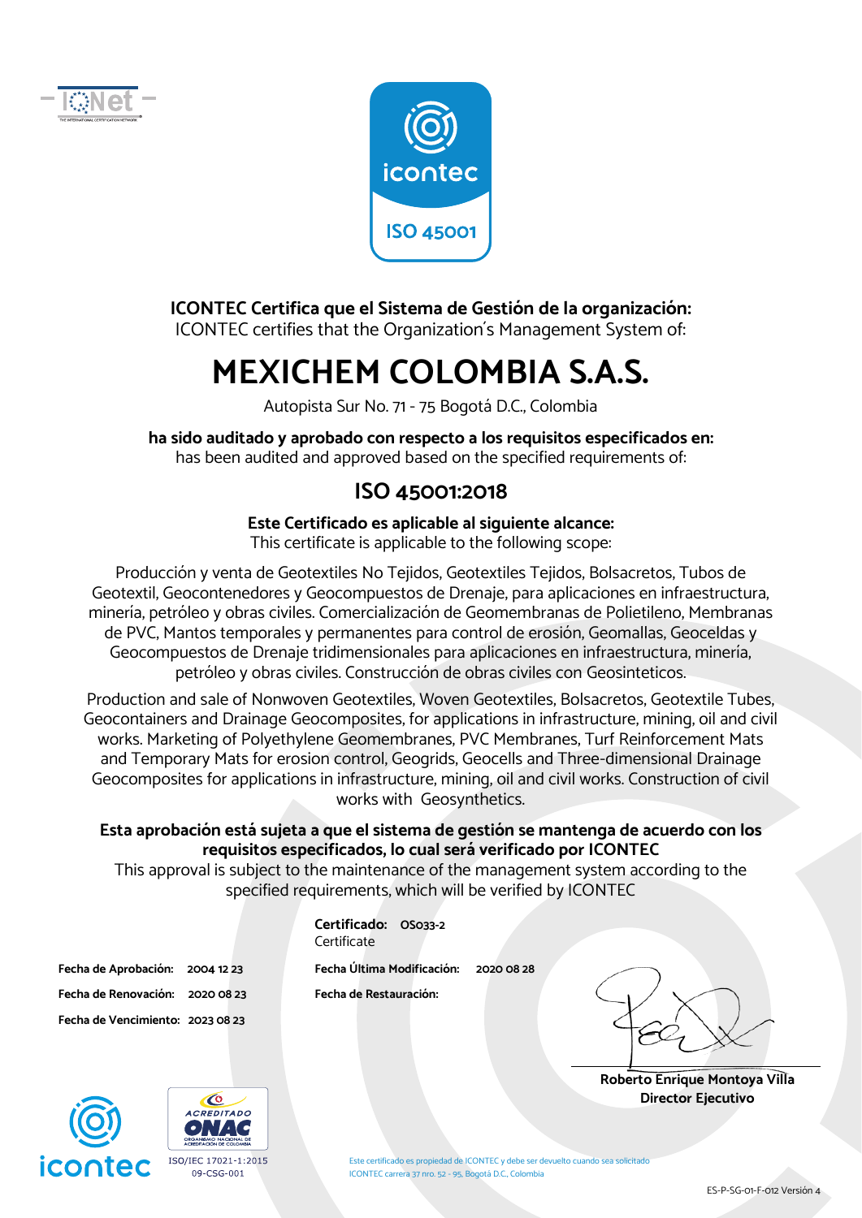**ICONTEC Certifica que el Sistema de Gestión de la organización:**
ICONTEC certifies that the Organization's Management System of:

# MEXICHEM COLOMBIA S.A.S.

Autopista Sur No. 71 - 75 Bogotá D.C., Colombia

**ha sido auditado y aprobado con respecto a los requisitos especificados en:**
has been audited and approved based on the specified requirements of:

## ISO 45001:2018

**Este Certificado es aplicable al siguiente alcance:**
This certificate is applicable to the following scope:

Producción y venta de Geotextiles No Tejidos, Geotextiles Tejidos, Bolsacretos, Tubos de Geotextil, Geocontenedores y Geocompuestos de Drenaje, para aplicaciones en infraestructura, minería, petróleo y obras civiles. Comercialización de Geomembranas de Polietileno, Membranas de PVC, Mantos temporales y permanentes para control de erosión, Geomallas, Geoceldas y Geocompuestos de Drenaje tridimensionales para aplicaciones en infraestructura, minería, petróleo y obras civiles. Construcción de obras civiles con Geosinteticos.

Production and sale of Nonwoven Geotextiles, Woven Geotextiles, Bolsacretos, Geotextile Tubes, Geocontainers and Drainage Geocomposites, for applications in infrastructure, mining, oil and civil works. Marketing of Polyethylene Geomembranes, PVC Membranes, Turf Reinforcement Mats and Temporary Mats for erosion control, Geogrids, Geocells and Three-dimensional Drainage Geocomposites for applications in infrastructure, mining, oil and civil works. Construction of civil works with Geosynthetics.

**Esta aprobación está sujeta a que el sistema de gestión se mantenga de acuerdo con los requisitos especificados, lo cual será verificado por ICONTEC**
This approval is subject to the maintenance of the management system according to the specified requirements, which will be verified by ICONTEC

**Certificado:** OS033-2
Certificate

**Fecha de Aprobación:** 2004 12 23
**Fecha de Renovación:** 2020 08 23
**Fecha de Vencimiento:** 2023 08 23

**Fecha Última Modificación:** 2020 08 28
**Fecha de Restauración:**

**Roberto Enrique Montoya Villa**
**Director Ejecutivo**

ISO/IEC 17021-1:2015
09-CSG-001

Este certificado es propiedad de ICONTEC y debe ser devuelto cuando sea solicitado
ICONTEC carrera 37 nro. 52 - 95, Bogotá D.C., Colombia

ES-P-SG-01-F-012 Versión 4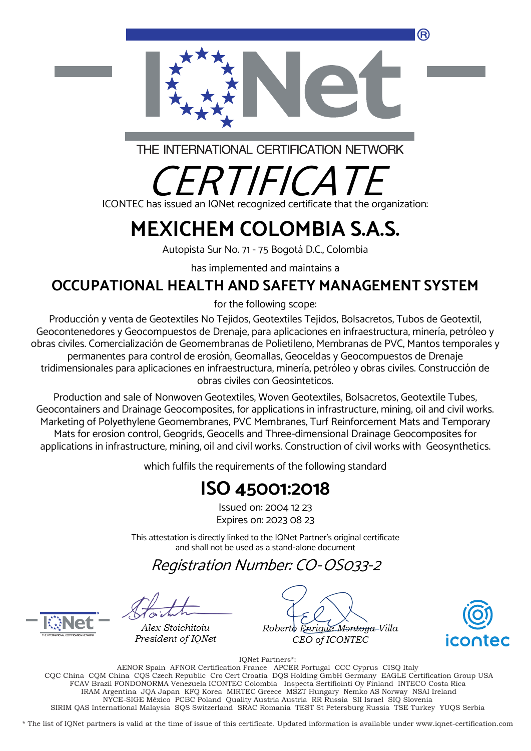THE INTERNATIONAL CERTIFICATION NETWORK

# CERTIFICATE

ICONTEC has issued an IQNet recognized certificate that the organization:

## MEXICHEM COLOMBIA S.A.S.

Autopista Sur No. 71 - 75 Bogotá D.C., Colombia

has implemented and maintains a

## OCCUPATIONAL HEALTH AND SAFETY MANAGEMENT SYSTEM

for the following scope:

Producción y venta de Geotextiles No Tejidos, Geotextiles Tejidos, Bolsacretos, Tubos de Geotextil, Geocontenedores y Geocompuestos de Drenaje, para aplicaciones en infraestructura, minería, petróleo y obras civiles. Comercialización de Geomembranas de Polietileno, Membranas de PVC, Mantos temporales y permanentes para control de erosión, Geomallas, Geoceldas y Geocompuestos de Drenaje tridimensionales para aplicaciones en infraestructura, minería, petróleo y obras civiles. Construcción de obras civiles con Geosinteticos.

Production and sale of Nonwoven Geotextiles, Woven Geotextiles, Bolsacretos, Geotextile Tubes, Geocontainers and Drainage Geocomposites, for applications in infrastructure, mining, oil and civil works. Marketing of Polyethylene Geomembranes, PVC Membranes, Turf Reinforcement Mats and Temporary Mats for erosion control, Geogrids, Geocells and Three-dimensional Drainage Geocomposites for applications in infrastructure, mining, oil and civil works. Construction of civil works with Geosynthetics.

which fulfils the requirements of the following standard

## ISO 45001:2018

Issued on: 2004 12 23
Expires on: 2023 08 23

This attestation is directly linked to the IQNet Partner's original certificate and shall not be used as a stand-alone document

*Registration Number: CO-OS033-2*

*Alex Stoichitoiu*
*President of IQNet*

*Roberto Enrique Montoya Villa*
*CEO of ICONTEC*

IQNet Partners*:

AENOR Spain AFNOR Certification France APCER Portugal CCC Cyprus CISQ Italy
CQC China CQM China CQS Czech Republic Cro Cert Croatia DQS Holding GmbH Germany EAGLE Certification Group USA
FCAV Brazil FONDONORMA Venezuela ICONTEC Colombia Inspecta Sertifiointi Oy Finland INTECO Costa Rica
IRAM Argentina JQA Japan KFQ Korea MIRTEC Greece MSZT Hungary Nemko AS Norway NSAI Ireland
NYCE-SIGE México PCBC Poland Quality Austria Austria RR Russia SII Israel SIQ Slovenia
SIRIM QAS International Malaysia SQS Switzerland SRAC Romania TEST St Petersburg Russia TSE Turkey YUQS Serbia

* The list of IQNet partners is valid at the time of issue of this certificate. Updated information is available under www.iqnet-certification.com